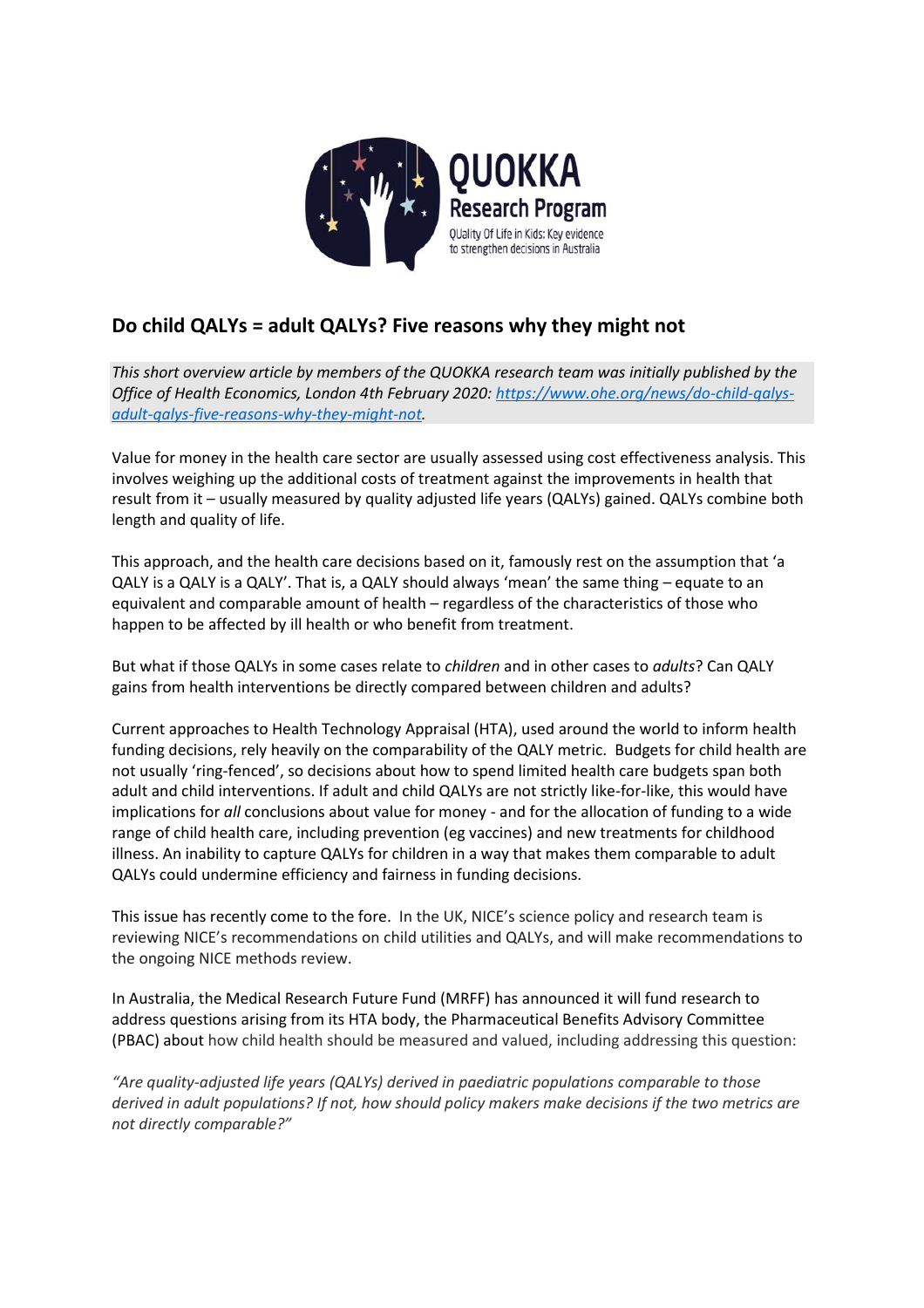QUOKKA Research Program

QUality Of Life in Kids: Key evidence to strengthen decisions in Australia

## Do child QALYs = adult QALYs? Five reasons why they might not

*This short overview article by members of the QUOKKA research team was initially published by the Office of Health Economics, London 4th February 2020: [https://www.ohe.org/news/do-child-qalys-adult-qalys-five-reasons-why-they-might-not](https://www.ohe.org/news/do-child-qalys-adult-qalys-five-reasons-why-they-might-not).*

Value for money in the health care sector are usually assessed using cost effectiveness analysis. This involves weighing up the additional costs of treatment against the improvements in health that result from it – usually measured by quality adjusted life years (QALYs) gained. QALYs combine both length and quality of life.

This approach, and the health care decisions based on it, famously rest on the assumption that 'a QALY is a QALY is a QALY'. That is, a QALY should always 'mean' the same thing – equate to an equivalent and comparable amount of health – regardless of the characteristics of those who happen to be affected by ill health or who benefit from treatment.

But what if those QALYs in some cases relate to *children* and in other cases to *adults*? Can QALY gains from health interventions be directly compared between children and adults?

Current approaches to Health Technology Appraisal (HTA), used around the world to inform health funding decisions, rely heavily on the comparability of the QALY metric. Budgets for child health are not usually 'ring-fenced', so decisions about how to spend limited health care budgets span both adult and child interventions. If adult and child QALYs are not strictly like-for-like, this would have implications for *all* conclusions about value for money - and for the allocation of funding to a wide range of child health care, including prevention (eg vaccines) and new treatments for childhood illness. An inability to capture QALYs for children in a way that makes them comparable to adult QALYs could undermine efficiency and fairness in funding decisions.

This issue has recently come to the fore. In the UK, NICE's science policy and research team is reviewing NICE's recommendations on child utilities and QALYs, and will make recommendations to the ongoing NICE methods review.

In Australia, the Medical Research Future Fund (MRFF) has announced it will fund research to address questions arising from its HTA body, the Pharmaceutical Benefits Advisory Committee (PBAC) about how child health should be measured and valued, including addressing this question:

*"Are quality-adjusted life years (QALYs) derived in paediatric populations comparable to those derived in adult populations? If not, how should policy makers make decisions if the two metrics are not directly comparable?"*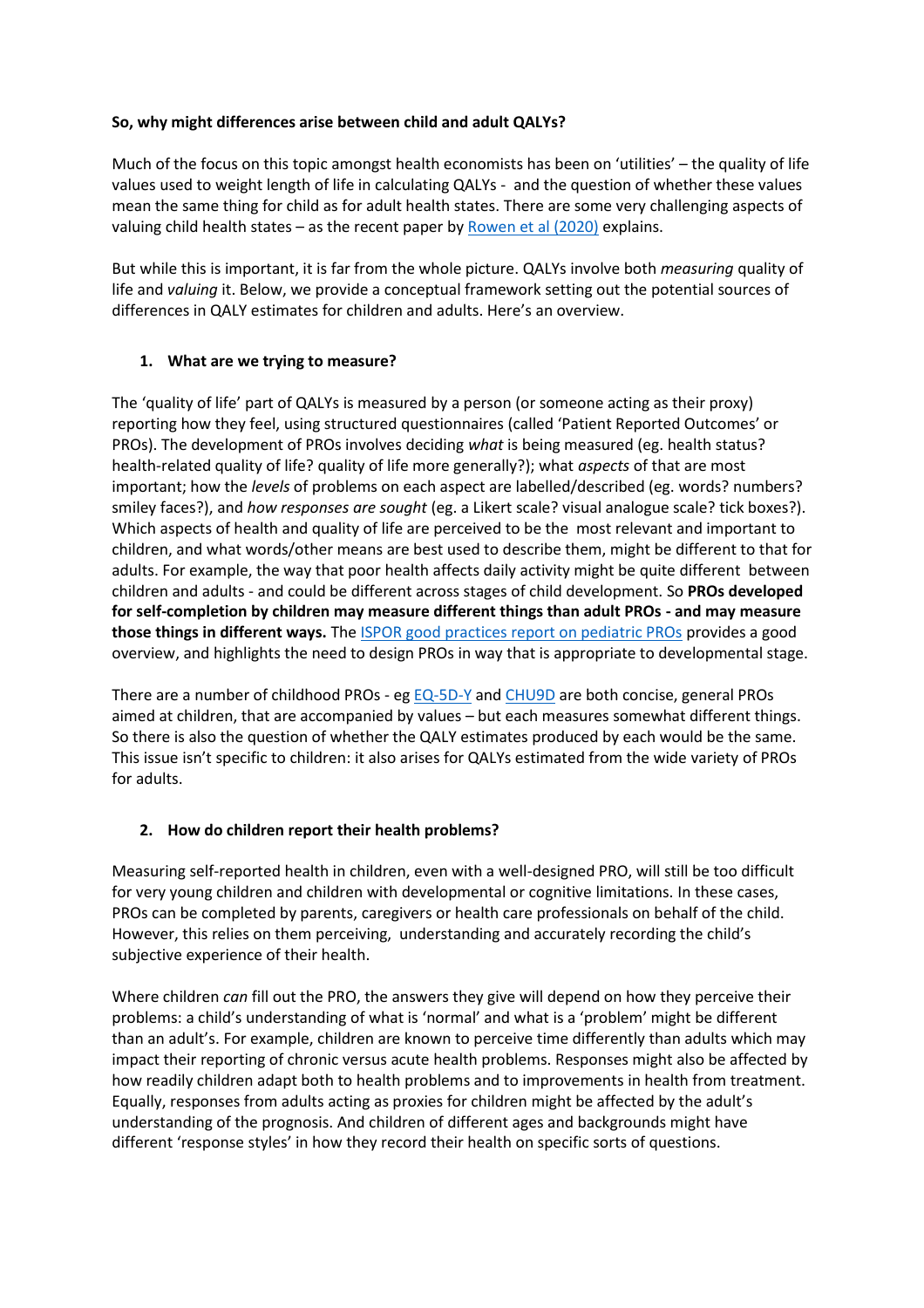**So, why might differences arise between child and adult QALYs?**

Much of the focus on this topic amongst health economists has been on 'utilities' – the quality of life values used to weight length of life in calculating QALYs - and the question of whether these values mean the same thing for child as for adult health states. There are some very challenging aspects of valuing child health states – as the recent paper by [Rowen et al (2020)](#) explains.

But while this is important, it is far from the whole picture. QALYs involve both *measuring* quality of life and *valuing* it. Below, we provide a conceptual framework setting out the potential sources of differences in QALY estimates for children and adults. Here's an overview.

1. **What are we trying to measure?**

The 'quality of life' part of QALYs is measured by a person (or someone acting as their proxy) reporting how they feel, using structured questionnaires (called 'Patient Reported Outcomes' or PROs). The development of PROs involves deciding *what* is being measured (eg. health status? health-related quality of life? quality of life more generally?); what *aspects* of that are most important; how the *levels* of problems on each aspect are labelled/described (eg. words? numbers? smiley faces?), and *how responses are sought* (eg. a Likert scale? visual analogue scale? tick boxes?). Which aspects of health and quality of life are perceived to be the most relevant and important to children, and what words/other means are best used to describe them, might be different to that for adults. For example, the way that poor health affects daily activity might be quite different between children and adults - and could be different across stages of child development. So **PROs developed for self-completion by children may measure different things than adult PROs - and may measure those things in different ways.** The [ISPOR good practices report on pediatric PROs](#) provides a good overview, and highlights the need to design PROs in way that is appropriate to developmental stage.

There are a number of childhood PROs - eg [EQ-5D-Y](#) and [CHU9D](#) are both concise, general PROs aimed at children, that are accompanied by values – but each measures somewhat different things. So there is also the question of whether the QALY estimates produced by each would be the same. This issue isn't specific to children: it also arises for QALYs estimated from the wide variety of PROs for adults.

2. **How do children report their health problems?**

Measuring self-reported health in children, even with a well-designed PRO, will still be too difficult for very young children and children with developmental or cognitive limitations. In these cases, PROs can be completed by parents, caregivers or health care professionals on behalf of the child. However, this relies on them perceiving, understanding and accurately recording the child's subjective experience of their health.

Where children *can* fill out the PRO, the answers they give will depend on how they perceive their problems: a child's understanding of what is 'normal' and what is a 'problem' might be different than an adult's. For example, children are known to perceive time differently than adults which may impact their reporting of chronic versus acute health problems. Responses might also be affected by how readily children adapt both to health problems and to improvements in health from treatment. Equally, responses from adults acting as proxies for children might be affected by the adult's understanding of the prognosis. And children of different ages and backgrounds might have different 'response styles' in how they record their health on specific sorts of questions.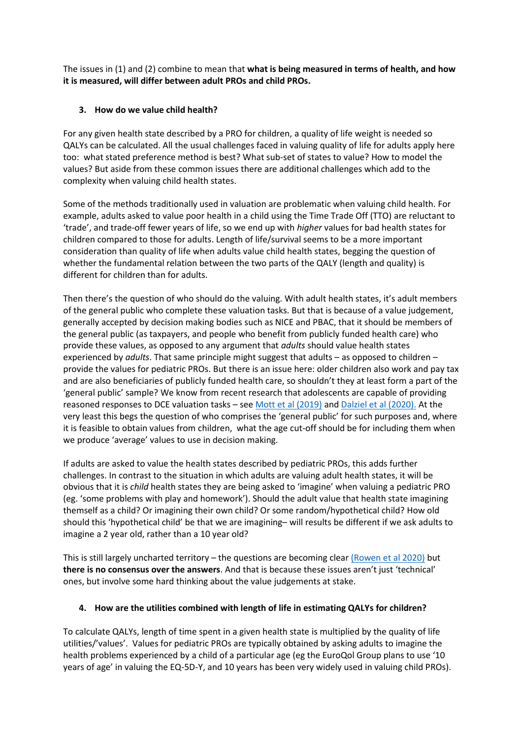The issues in (1) and (2) combine to mean that **what is being measured in terms of health, and how it is measured, will differ between adult PROs and child PROs.**

### 3. How do we value child health?

For any given health state described by a PRO for children, a quality of life weight is needed so QALYs can be calculated. All the usual challenges faced in valuing quality of life for adults apply here too: what stated preference method is best? What sub-set of states to value? How to model the values? But aside from these common issues there are additional challenges which add to the complexity when valuing child health states.

Some of the methods traditionally used in valuation are problematic when valuing child health. For example, adults asked to value poor health in a child using the Time Trade Off (TTO) are reluctant to 'trade', and trade-off fewer years of life, so we end up with *higher* values for bad health states for children compared to those for adults. Length of life/survival seems to be a more important consideration than quality of life when adults value child health states, begging the question of whether the fundamental relation between the two parts of the QALY (length and quality) is different for children than for adults.

Then there's the question of who should do the valuing. With adult health states, it's adult members of the general public who complete these valuation tasks. But that is because of a value judgement, generally accepted by decision making bodies such as NICE and PBAC, that it should be members of the general public (as taxpayers, and people who benefit from publicly funded health care) who provide these values, as opposed to any argument that *adults* should value health states experienced by *adults*. That same principle might suggest that adults – as opposed to children – provide the values for pediatric PROs. But there is an issue here: older children also work and pay tax and are also beneficiaries of publicly funded health care, so shouldn't they at least form a part of the 'general public' sample? We know from recent research that adolescents are capable of providing reasoned responses to DCE valuation tasks – see Mott et al (2019) and Dalziel et al (2020). At the very least this begs the question of who comprises the 'general public' for such purposes and, where it is feasible to obtain values from children, what the age cut-off should be for including them when we produce 'average' values to use in decision making.

If adults are asked to value the health states described by pediatric PROs, this adds further challenges. In contrast to the situation in which adults are valuing adult health states, it will be obvious that it is *child* health states they are being asked to 'imagine' when valuing a pediatric PRO (eg. 'some problems with play and homework'). Should the adult value that health state imagining themself as a child? Or imagining their own child? Or some random/hypothetical child? How old should this 'hypothetical child' be that we are imagining– will results be different if we ask adults to imagine a 2 year old, rather than a 10 year old?

This is still largely uncharted territory – the questions are becoming clear (Rowen et al 2020) but **there is no consensus over the answers**. And that is because these issues aren't just 'technical' ones, but involve some hard thinking about the value judgements at stake.

### 4. How are the utilities combined with length of life in estimating QALYs for children?

To calculate QALYs, length of time spent in a given health state is multiplied by the quality of life utilities/'values'. Values for pediatric PROs are typically obtained by asking adults to imagine the health problems experienced by a child of a particular age (eg the EuroQol Group plans to use '10 years of age' in valuing the EQ-5D-Y, and 10 years has been very widely used in valuing child PROs).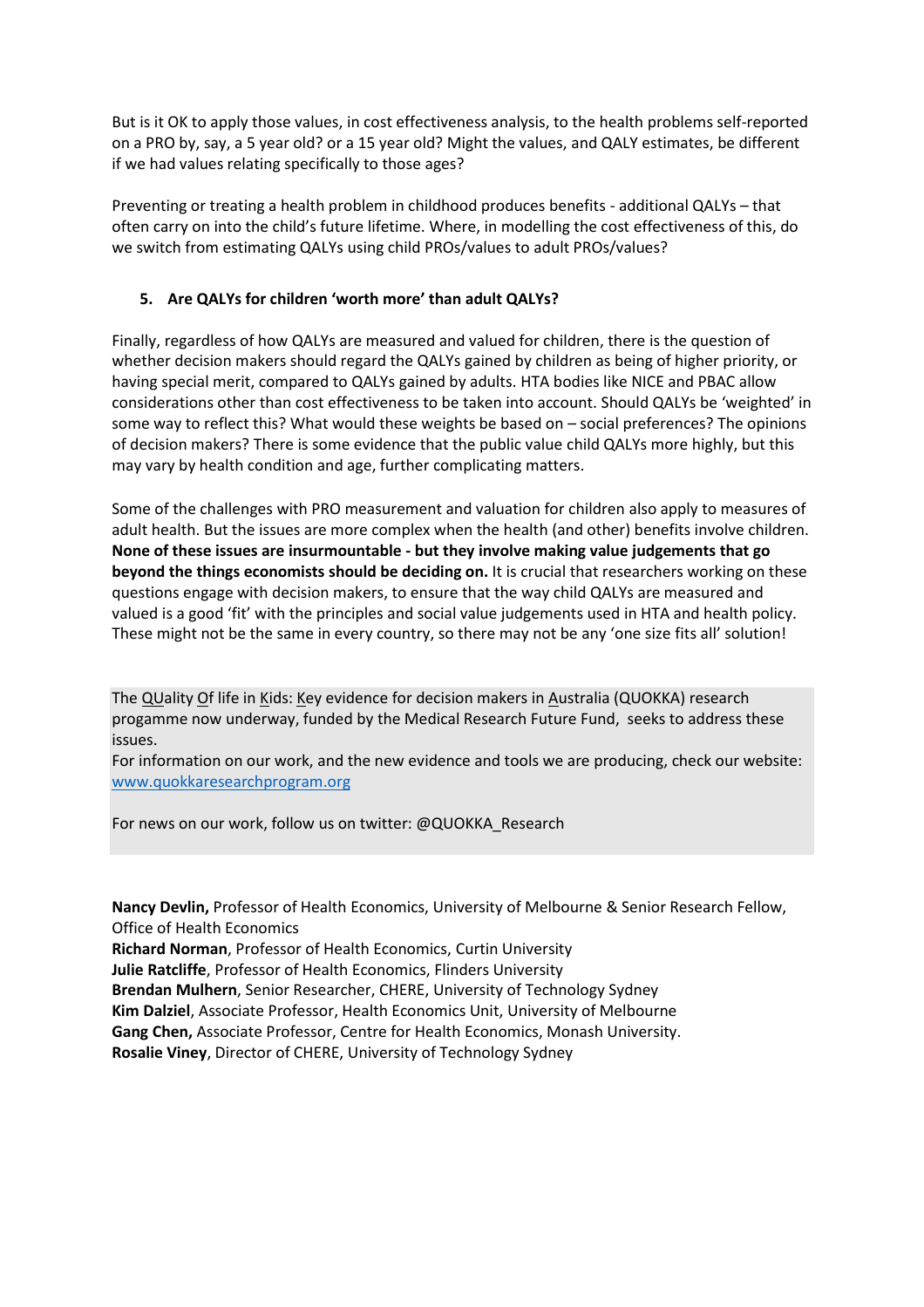But is it OK to apply those values, in cost effectiveness analysis, to the health problems self-reported on a PRO by, say, a 5 year old? or a 15 year old? Might the values, and QALY estimates, be different if we had values relating specifically to those ages?

Preventing or treating a health problem in childhood produces benefits - additional QALYs – that often carry on into the child's future lifetime. Where, in modelling the cost effectiveness of this, do we switch from estimating QALYs using child PROs/values to adult PROs/values?

5. **Are QALYs for children 'worth more' than adult QALYs?**

Finally, regardless of how QALYs are measured and valued for children, there is the question of whether decision makers should regard the QALYs gained by children as being of higher priority, or having special merit, compared to QALYs gained by adults. HTA bodies like NICE and PBAC allow considerations other than cost effectiveness to be taken into account. Should QALYs be 'weighted' in some way to reflect this? What would these weights be based on – social preferences? The opinions of decision makers? There is some evidence that the public value child QALYs more highly, but this may vary by health condition and age, further complicating matters.

Some of the challenges with PRO measurement and valuation for children also apply to measures of adult health. But the issues are more complex when the health (and other) benefits involve children. **None of these issues are insurmountable - but they involve making value judgements that go beyond the things economists should be deciding on.** It is crucial that researchers working on these questions engage with decision makers, to ensure that the way child QALYs are measured and valued is a good 'fit' with the principles and social value judgements used in HTA and health policy. These might not be the same in every country, so there may not be any 'one size fits all' solution!

The QUality Of life in Kids: Key evidence for decision makers in Australia (QUOKKA) research progamme now underway, funded by the Medical Research Future Fund, seeks to address these issues.

For information on our work, and the new evidence and tools we are producing, check our website: www.quokkaresearchprogram.org

For news on our work, follow us on twitter: @QUOKKA_Research

**Nancy Devlin,** Professor of Health Economics, University of Melbourne & Senior Research Fellow, Office of Health Economics
**Richard Norman**, Professor of Health Economics, Curtin University
**Julie Ratcliffe**, Professor of Health Economics, Flinders University
**Brendan Mulhern**, Senior Researcher, CHERE, University of Technology Sydney
**Kim Dalziel**, Associate Professor, Health Economics Unit, University of Melbourne
**Gang Chen,** Associate Professor, Centre for Health Economics, Monash University.
**Rosalie Viney**, Director of CHERE, University of Technology Sydney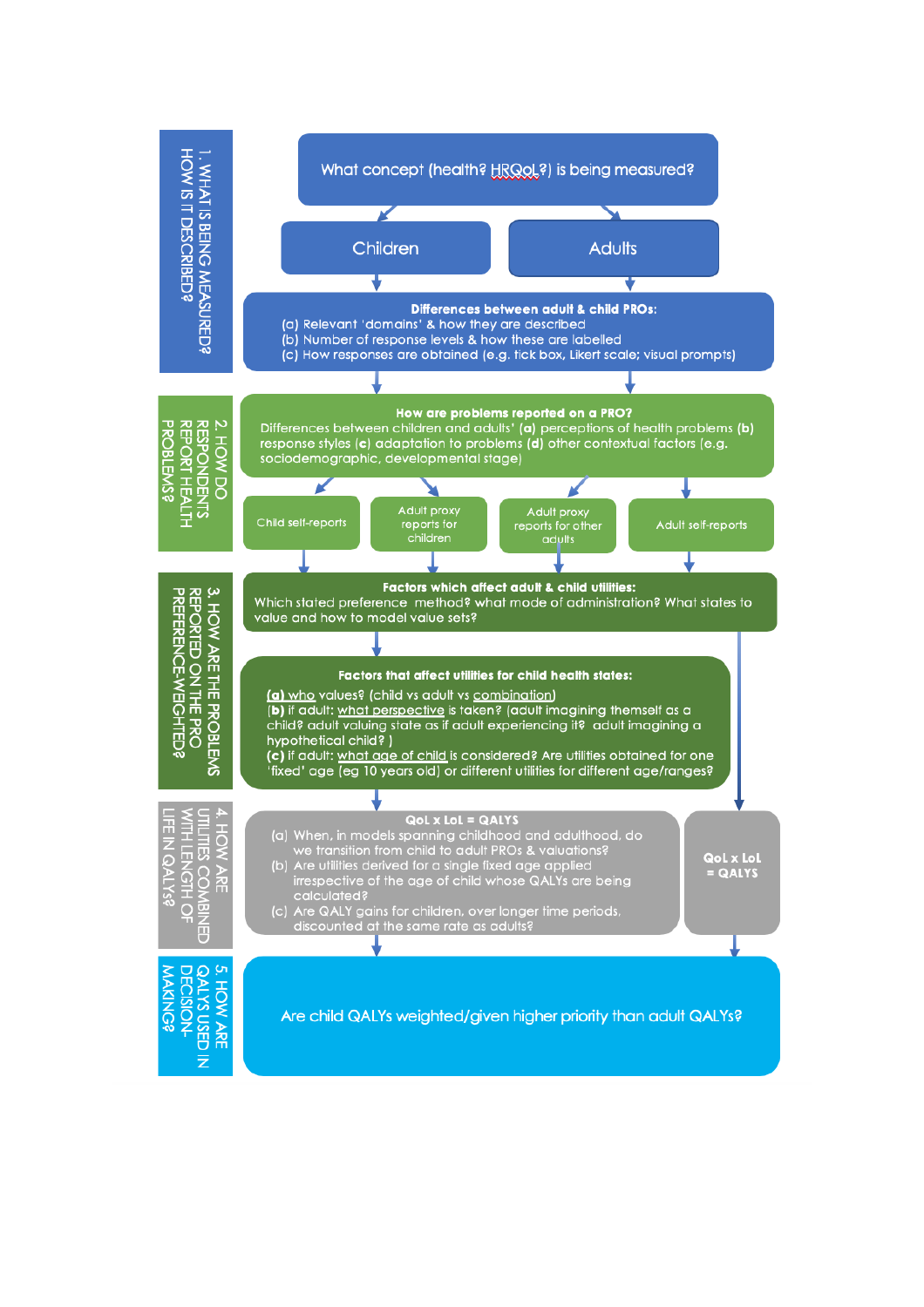1. WHAT IS BEING MEASURED? HOW IS IT DESCRIBED?

What concept (health? HRQoL?) is being measured?

Children

Adults

**Differences between adult & child PROs:**
(a) Relevant 'domains' & how they are described
(b) Number of response levels & how these are labelled
(c) How responses are obtained (e.g. tick box, Likert scale; visual prompts)

2. HOW DO RESPONDENTS REPORT HEALTH PROBLEMS?

**How are problems reported on a PRO?**
Differences between children and adults' (a) perceptions of health problems (b) response styles (c) adaptation to problems (d) other contextual factors (e.g. sociodemographic, developmental stage)

Child self-reports

Adult proxy reports for children

Adult proxy reports for other adults

Adult self-reports

3. HOW ARE THE PROBLEMS REPORTED ON THE PRO PREFERENCE-WEIGHTED?

**Factors which affect adult & child utilities:**
Which stated preference method? what mode of administration? What states to value and how to model value sets?

**Factors that affect utilities for child health states:**
(a) who values? (child vs adult vs combination)
(b) if adult: what perspective is taken? (adult imagining themself as a child? adult valuing state as if adult experiencing it? adult imagining a hypothetical child? )
(c) if adult: what age of child is considered? Are utilities obtained for one 'fixed' age (eg 10 years old) or different utilities for different age/ranges?

4. HOW ARE UTILITIES COMBINED WITH LENGTH OF LIFE IN QALYs?

**QoL x LoL = QALYS**
(a) When, in models spanning childhood and adulthood, do we transition from child to adult PROs & valuations?
(b) Are utilities derived for a single fixed age applied irrespective of the age of child whose QALYs are being calculated?
(c) Are QALY gains for children, over longer time periods, discounted at the same rate as adults?

**QoL x LoL = QALYS**

5. HOW ARE QALYS USED IN DECISION-MAKING?

Are child QALYs weighted/given higher priority than adult QALYs?